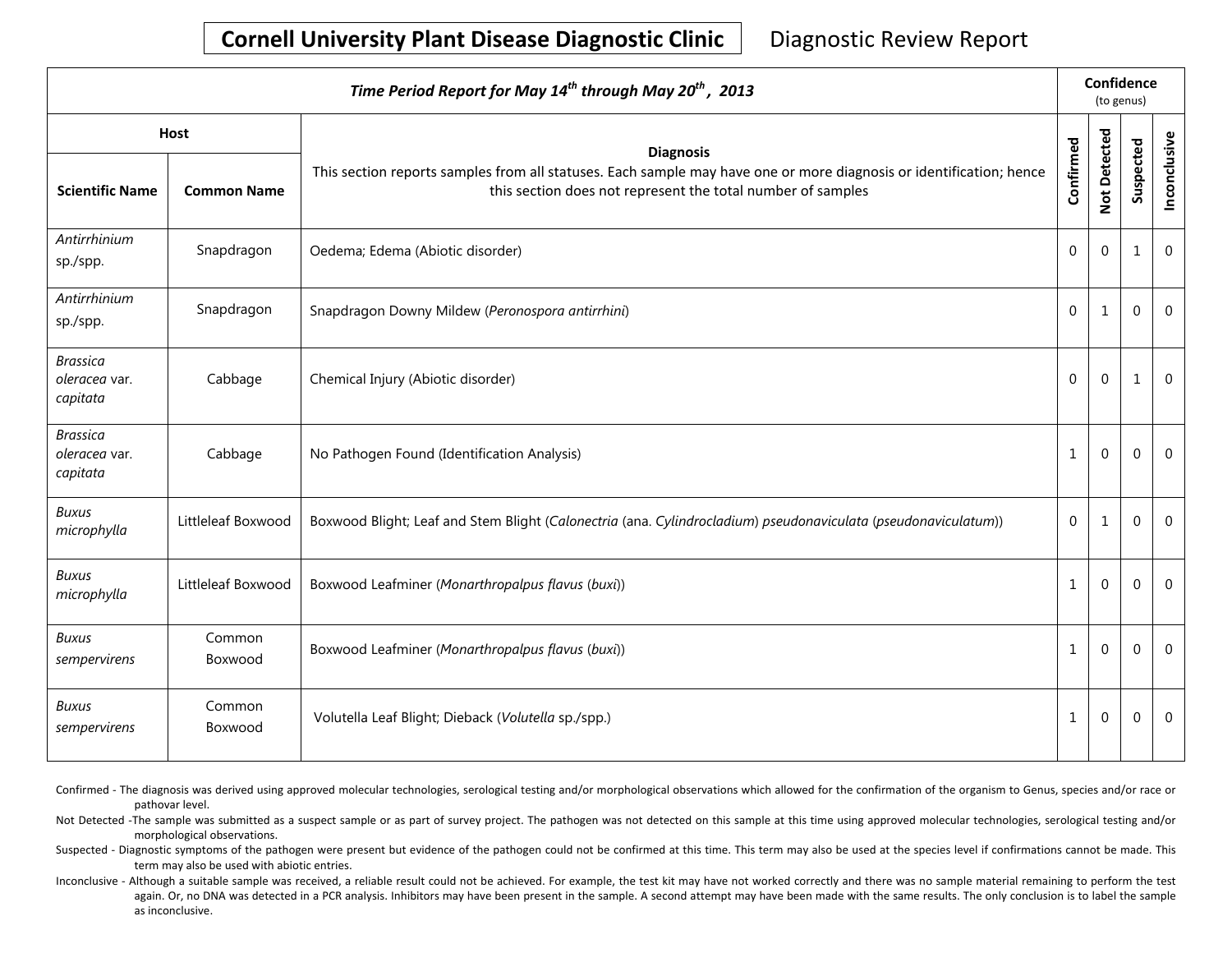# Cornell University Plant Disease Diagnostic Clinic

Diagnostic Review Report

| *Time Period Report for May 14th through May 20th, 2013* | | | Confidence (to genus) | | | |
|---|---|---|---|---|---|---|
| **Host** | | **Diagnosis**<br>This section reports samples from all statuses. Each sample may have one or more diagnosis or identification; hence this section does not represent the total number of samples | | | | |
| **Scientific Name** | **Common Name** | | **Confirmed** | **Not Detected** | **Suspected** | **Inconclusive** |
| *Antirrhinium* sp./spp. | Snapdragon | Oedema; Edema (Abiotic disorder) | 0 | 0 | 1 | 0 |
| *Antirrhinium* sp./spp. | Snapdragon | Snapdragon Downy Mildew (*Peronospora antirrhini*) | 0 | 1 | 0 | 0 |
| *Brassica oleracea* var. *capitata* | Cabbage | Chemical Injury (Abiotic disorder) | 0 | 0 | 1 | 0 |
| *Brassica oleracea* var. *capitata* | Cabbage | No Pathogen Found (Identification Analysis) | 1 | 0 | 0 | 0 |
| *Buxus microphylla* | Littleleaf Boxwood | Boxwood Blight; Leaf and Stem Blight (*Calonectria* (ana. *Cylindrocladium*) *pseudonaviculata* (*pseudonaviculatum*)) | 0 | 1 | 0 | 0 |
| *Buxus microphylla* | Littleleaf Boxwood | Boxwood Leafminer (*Monarthropalpus flavus* (*buxi*)) | 1 | 0 | 0 | 0 |
| *Buxus sempervirens* | Common Boxwood | Boxwood Leafminer (*Monarthropalpus flavus* (*buxi*)) | 1 | 0 | 0 | 0 |
| *Buxus sempervirens* | Common Boxwood | Volutella Leaf Blight; Dieback (*Volutella* sp./spp.) | 1 | 0 | 0 | 0 |

Confirmed - The diagnosis was derived using approved molecular technologies, serological testing and/or morphological observations which allowed for the confirmation of the organism to Genus, species and/or race or pathovar level.

Not Detected -The sample was submitted as a suspect sample or as part of survey project. The pathogen was not detected on this sample at this time using approved molecular technologies, serological testing and/or morphological observations.

Suspected - Diagnostic symptoms of the pathogen were present but evidence of the pathogen could not be confirmed at this time. This term may also be used at the species level if confirmations cannot be made. This term may also be used with abiotic entries.

Inconclusive - Although a suitable sample was received, a reliable result could not be achieved. For example, the test kit may have not worked correctly and there was no sample material remaining to perform the test again. Or, no DNA was detected in a PCR analysis. Inhibitors may have been present in the sample. A second attempt may have been made with the same results. The only conclusion is to label the sample as inconclusive.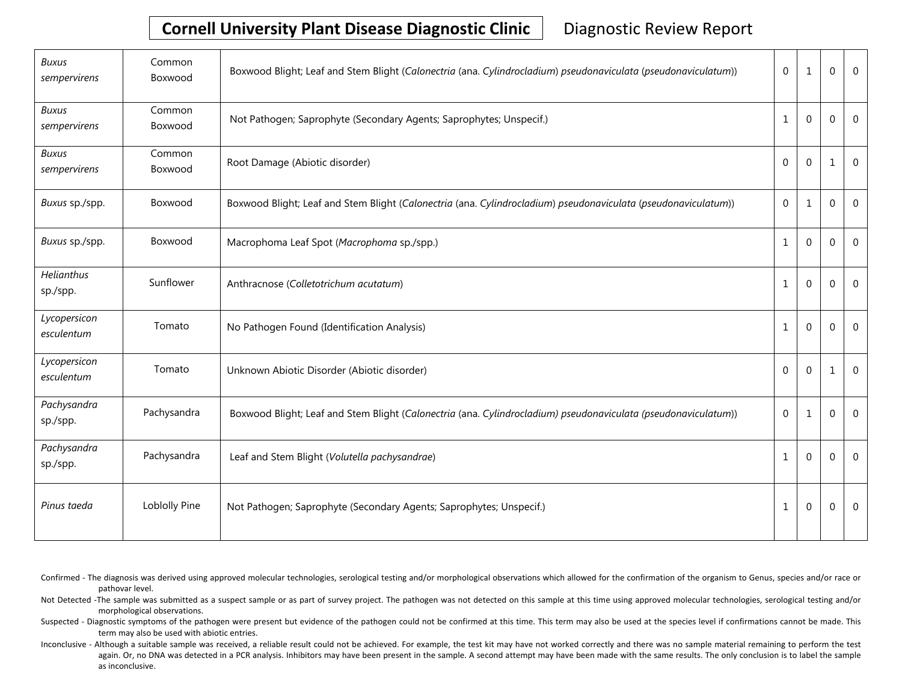| | | | | | | |
|---|---|---|---|---|---|---|
| *Buxus sempervirens* | Common Boxwood | Boxwood Blight; Leaf and Stem Blight (*Calonectria* (ana. *Cylindrocladium*) *pseudonaviculata* (*pseudonaviculatum*)) | 0 | 1 | 0 | 0 |
| *Buxus sempervirens* | Common Boxwood | Not Pathogen; Saprophyte (Secondary Agents; Saprophytes; Unspecif.) | 1 | 0 | 0 | 0 |
| *Buxus sempervirens* | Common Boxwood | Root Damage (Abiotic disorder) | 0 | 0 | 1 | 0 |
| *Buxus* sp./spp. | Boxwood | Boxwood Blight; Leaf and Stem Blight (*Calonectria* (ana. *Cylindrocladium*) *pseudonaviculata* (*pseudonaviculatum*)) | 0 | 1 | 0 | 0 |
| *Buxus* sp./spp. | Boxwood | Macrophoma Leaf Spot (*Macrophoma* sp./spp.) | 1 | 0 | 0 | 0 |
| *Helianthus* sp./spp. | Sunflower | Anthracnose (*Colletotrichum acutatum*) | 1 | 0 | 0 | 0 |
| *Lycopersicon esculentum* | Tomato | No Pathogen Found (Identification Analysis) | 1 | 0 | 0 | 0 |
| *Lycopersicon esculentum* | Tomato | Unknown Abiotic Disorder (Abiotic disorder) | 0 | 0 | 1 | 0 |
| *Pachysandra* sp./spp. | Pachysandra | Boxwood Blight; Leaf and Stem Blight (*Calonectria* (ana. *Cylindrocladium*) *pseudonaviculata* (*pseudonaviculatum*)) | 0 | 1 | 0 | 0 |
| *Pachysandra* sp./spp. | Pachysandra | Leaf and Stem Blight (*Volutella pachysandrae*) | 1 | 0 | 0 | 0 |
| *Pinus taeda* | Loblolly Pine | Not Pathogen; Saprophyte (Secondary Agents; Saprophytes; Unspecif.) | 1 | 0 | 0 | 0 |

Confirmed - The diagnosis was derived using approved molecular technologies, serological testing and/or morphological observations which allowed for the confirmation of the organism to Genus, species and/or race or pathovar level.

Not Detected - The sample was submitted as a suspect sample or as part of survey project. The pathogen was not detected on this sample at this time using approved molecular technologies, serological testing and/or morphological observations.

Suspected - Diagnostic symptoms of the pathogen were present but evidence of the pathogen could not be confirmed at this time. This term may also be used at the species level if confirmations cannot be made. This term may also be used with abiotic entries.

Inconclusive - Although a suitable sample was received, a reliable result could not be achieved. For example, the test kit may have not worked correctly and there was no sample material remaining to perform the test again. Or, no DNA was detected in a PCR analysis. Inhibitors may have been present in the sample. A second attempt may have been made with the same results. The only conclusion is to label the sample as inconclusive.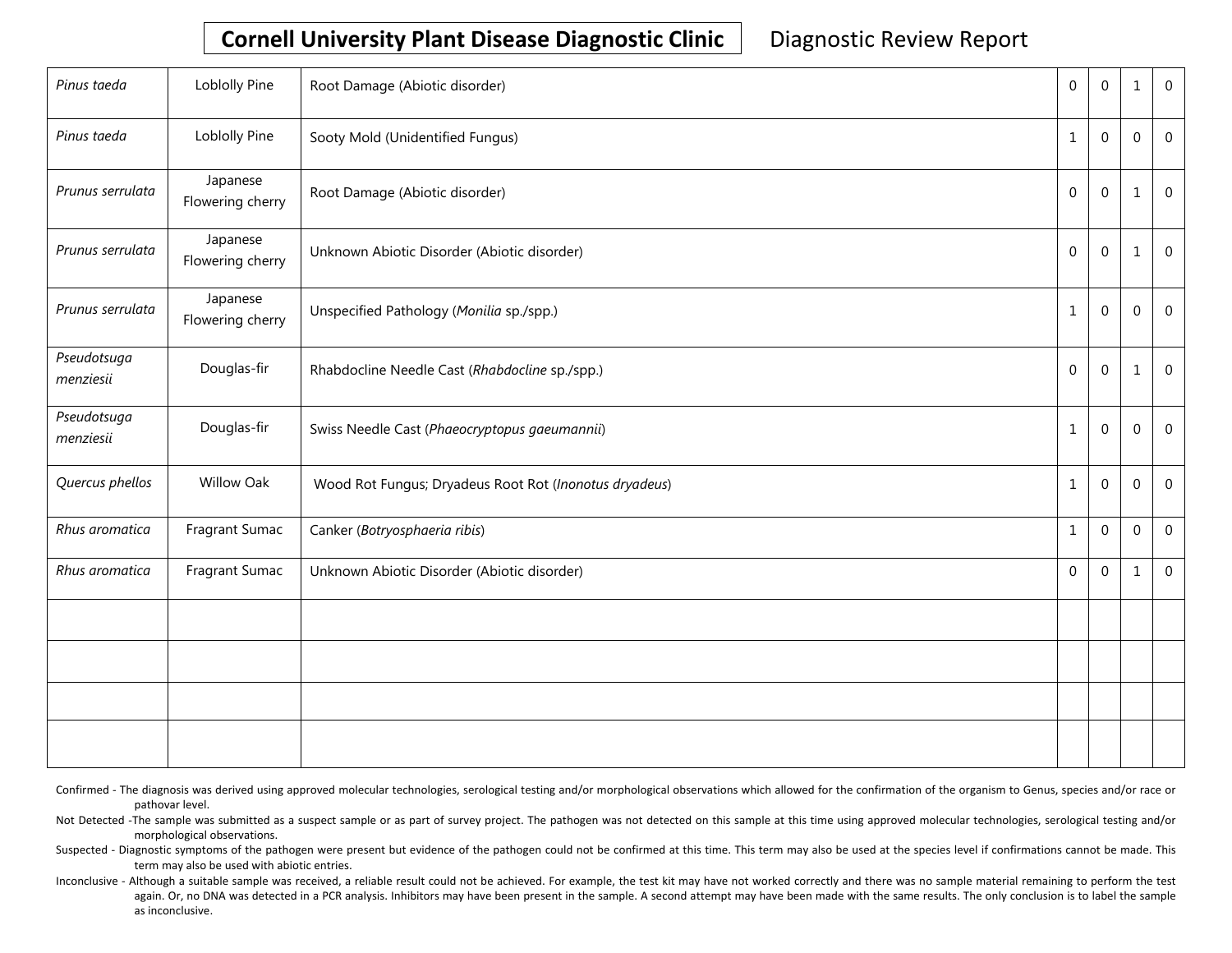# Cornell University Plant Disease Diagnostic Clinic

Diagnostic Review Report

| | | | | | | |
|---|---|---|---|---|---|---|
| *Pinus taeda* | Loblolly Pine | Root Damage (Abiotic disorder) | 0 | 0 | 1 | 0 |
| *Pinus taeda* | Loblolly Pine | Sooty Mold (Unidentified Fungus) | 1 | 0 | 0 | 0 |
| *Prunus serrulata* | Japanese Flowering cherry | Root Damage (Abiotic disorder) | 0 | 0 | 1 | 0 |
| *Prunus serrulata* | Japanese Flowering cherry | Unknown Abiotic Disorder (Abiotic disorder) | 0 | 0 | 1 | 0 |
| *Prunus serrulata* | Japanese Flowering cherry | Unspecified Pathology (*Monilia* sp./spp.) | 1 | 0 | 0 | 0 |
| *Pseudotsuga menziesii* | Douglas-fir | Rhabdocline Needle Cast (*Rhabdocline* sp./spp.) | 0 | 0 | 1 | 0 |
| *Pseudotsuga menziesii* | Douglas-fir | Swiss Needle Cast (*Phaeocryptopus gaeumannii*) | 1 | 0 | 0 | 0 |
| *Quercus phellos* | Willow Oak | Wood Rot Fungus; Dryadeus Root Rot (*Inonotus dryadeus*) | 1 | 0 | 0 | 0 |
| *Rhus aromatica* | Fragrant Sumac | Canker (*Botryosphaeria ribis*) | 1 | 0 | 0 | 0 |
| *Rhus aromatica* | Fragrant Sumac | Unknown Abiotic Disorder (Abiotic disorder) | 0 | 0 | 1 | 0 |
| | | | | | | |
| | | | | | | |
| | | | | | | |
| | | | | | | |

Confirmed - The diagnosis was derived using approved molecular technologies, serological testing and/or morphological observations which allowed for the confirmation of the organism to Genus, species and/or race or pathovar level.

Not Detected -The sample was submitted as a suspect sample or as part of survey project. The pathogen was not detected on this sample at this time using approved molecular technologies, serological testing and/or morphological observations.

Suspected - Diagnostic symptoms of the pathogen were present but evidence of the pathogen could not be confirmed at this time. This term may also be used at the species level if confirmations cannot be made. This term may also be used with abiotic entries.

Inconclusive - Although a suitable sample was received, a reliable result could not be achieved. For example, the test kit may have not worked correctly and there was no sample material remaining to perform the test again. Or, no DNA was detected in a PCR analysis. Inhibitors may have been present in the sample. A second attempt may have been made with the same results. The only conclusion is to label the sample as inconclusive.